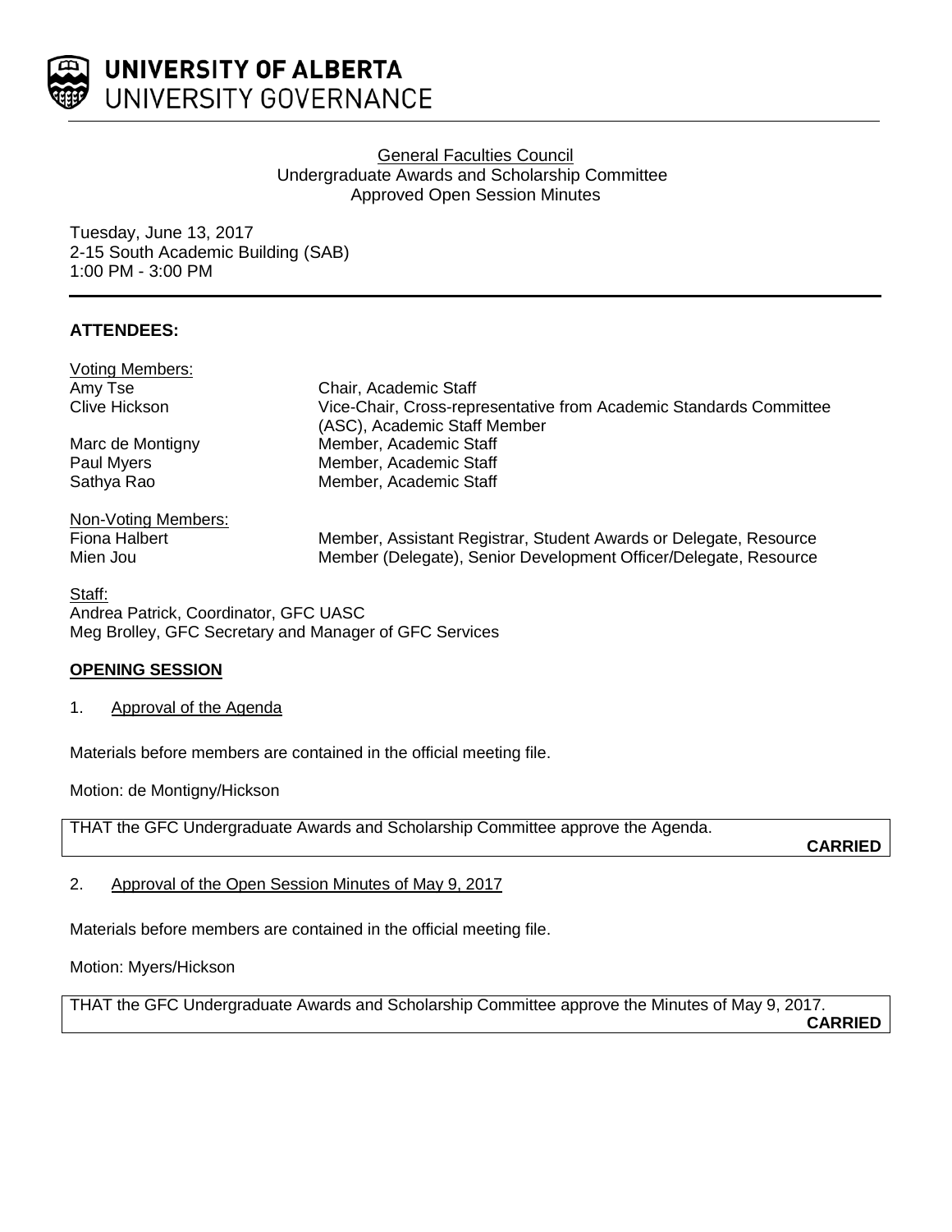UNIVERSITY OF ALBERTA
UNIVERSITY GOVERNANCE

General Faculties Council
Undergraduate Awards and Scholarship Committee
Approved Open Session Minutes

Tuesday, June 13, 2017
2-15 South Academic Building (SAB)
1:00 PM - 3:00 PM

**ATTENDEES:**

Voting Members:

| | |
|---|---|
| Amy Tse | Chair, Academic Staff |
| Clive Hickson | Vice-Chair, Cross-representative from Academic Standards Committee (ASC), Academic Staff Member |
| Marc de Montigny | Member, Academic Staff |
| Paul Myers | Member, Academic Staff |
| Sathya Rao | Member, Academic Staff |

Non-Voting Members:

| | |
|---|---|
| Fiona Halbert | Member, Assistant Registrar, Student Awards or Delegate, Resource |
| Mien Jou | Member (Delegate), Senior Development Officer/Delegate, Resource |

Staff:
Andrea Patrick, Coordinator, GFC UASC
Meg Brolley, GFC Secretary and Manager of GFC Services

**OPENING SESSION**

1. Approval of the Agenda

Materials before members are contained in the official meeting file.

Motion: de Montigny/Hickson

THAT the GFC Undergraduate Awards and Scholarship Committee approve the Agenda.

**CARRIED**

2. Approval of the Open Session Minutes of May 9, 2017

Materials before members are contained in the official meeting file.

Motion: Myers/Hickson

THAT the GFC Undergraduate Awards and Scholarship Committee approve the Minutes of May 9, 2017.

**CARRIED**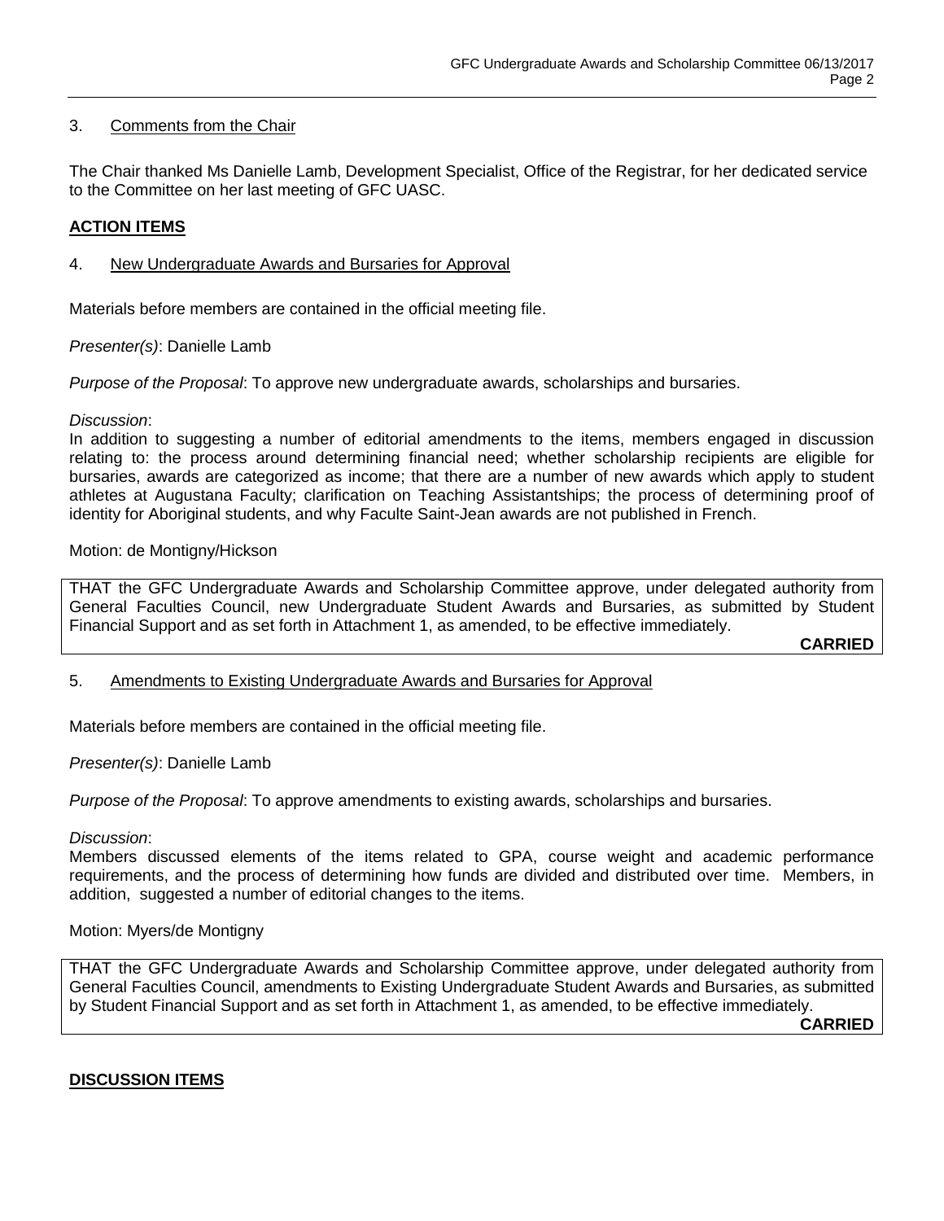3. Comments from the Chair

The Chair thanked Ms Danielle Lamb, Development Specialist, Office of the Registrar, for her dedicated service to the Committee on her last meeting of GFC UASC.

**ACTION ITEMS**

4. New Undergraduate Awards and Bursaries for Approval

Materials before members are contained in the official meeting file.

*Presenter(s)*: Danielle Lamb

*Purpose of the Proposal*: To approve new undergraduate awards, scholarships and bursaries.

*Discussion*:
In addition to suggesting a number of editorial amendments to the items, members engaged in discussion relating to: the process around determining financial need; whether scholarship recipients are eligible for bursaries, awards are categorized as income; that there are a number of new awards which apply to student athletes at Augustana Faculty; clarification on Teaching Assistantships; the process of determining proof of identity for Aboriginal students, and why Faculte Saint-Jean awards are not published in French.

Motion: de Montigny/Hickson

THAT the GFC Undergraduate Awards and Scholarship Committee approve, under delegated authority from General Faculties Council, new Undergraduate Student Awards and Bursaries, as submitted by Student Financial Support and as set forth in Attachment 1, as amended, to be effective immediately.

**CARRIED**

5. Amendments to Existing Undergraduate Awards and Bursaries for Approval

Materials before members are contained in the official meeting file.

*Presenter(s)*: Danielle Lamb

*Purpose of the Proposal*: To approve amendments to existing awards, scholarships and bursaries.

*Discussion*:
Members discussed elements of the items related to GPA, course weight and academic performance requirements, and the process of determining how funds are divided and distributed over time. Members, in addition, suggested a number of editorial changes to the items.

Motion: Myers/de Montigny

THAT the GFC Undergraduate Awards and Scholarship Committee approve, under delegated authority from General Faculties Council, amendments to Existing Undergraduate Student Awards and Bursaries, as submitted by Student Financial Support and as set forth in Attachment 1, as amended, to be effective immediately.

**CARRIED**

**DISCUSSION ITEMS**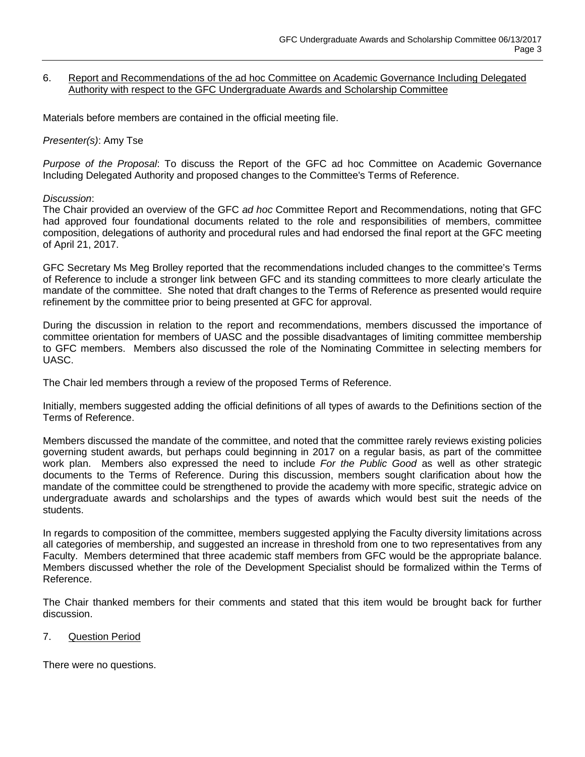6. Report and Recommendations of the ad hoc Committee on Academic Governance Including Delegated Authority with respect to the GFC Undergraduate Awards and Scholarship Committee

Materials before members are contained in the official meeting file.

*Presenter(s)*: Amy Tse

*Purpose of the Proposal*: To discuss the Report of the GFC ad hoc Committee on Academic Governance Including Delegated Authority and proposed changes to the Committee's Terms of Reference.

*Discussion*:

The Chair provided an overview of the GFC *ad hoc* Committee Report and Recommendations, noting that GFC had approved four foundational documents related to the role and responsibilities of members, committee composition, delegations of authority and procedural rules and had endorsed the final report at the GFC meeting of April 21, 2017.

GFC Secretary Ms Meg Brolley reported that the recommendations included changes to the committee's Terms of Reference to include a stronger link between GFC and its standing committees to more clearly articulate the mandate of the committee. She noted that draft changes to the Terms of Reference as presented would require refinement by the committee prior to being presented at GFC for approval.

During the discussion in relation to the report and recommendations, members discussed the importance of committee orientation for members of UASC and the possible disadvantages of limiting committee membership to GFC members. Members also discussed the role of the Nominating Committee in selecting members for UASC.

The Chair led members through a review of the proposed Terms of Reference.

Initially, members suggested adding the official definitions of all types of awards to the Definitions section of the Terms of Reference.

Members discussed the mandate of the committee, and noted that the committee rarely reviews existing policies governing student awards, but perhaps could beginning in 2017 on a regular basis, as part of the committee work plan. Members also expressed the need to include *For the Public Good* as well as other strategic documents to the Terms of Reference. During this discussion, members sought clarification about how the mandate of the committee could be strengthened to provide the academy with more specific, strategic advice on undergraduate awards and scholarships and the types of awards which would best suit the needs of the students.

In regards to composition of the committee, members suggested applying the Faculty diversity limitations across all categories of membership, and suggested an increase in threshold from one to two representatives from any Faculty. Members determined that three academic staff members from GFC would be the appropriate balance. Members discussed whether the role of the Development Specialist should be formalized within the Terms of Reference.

The Chair thanked members for their comments and stated that this item would be brought back for further discussion.

7. Question Period

There were no questions.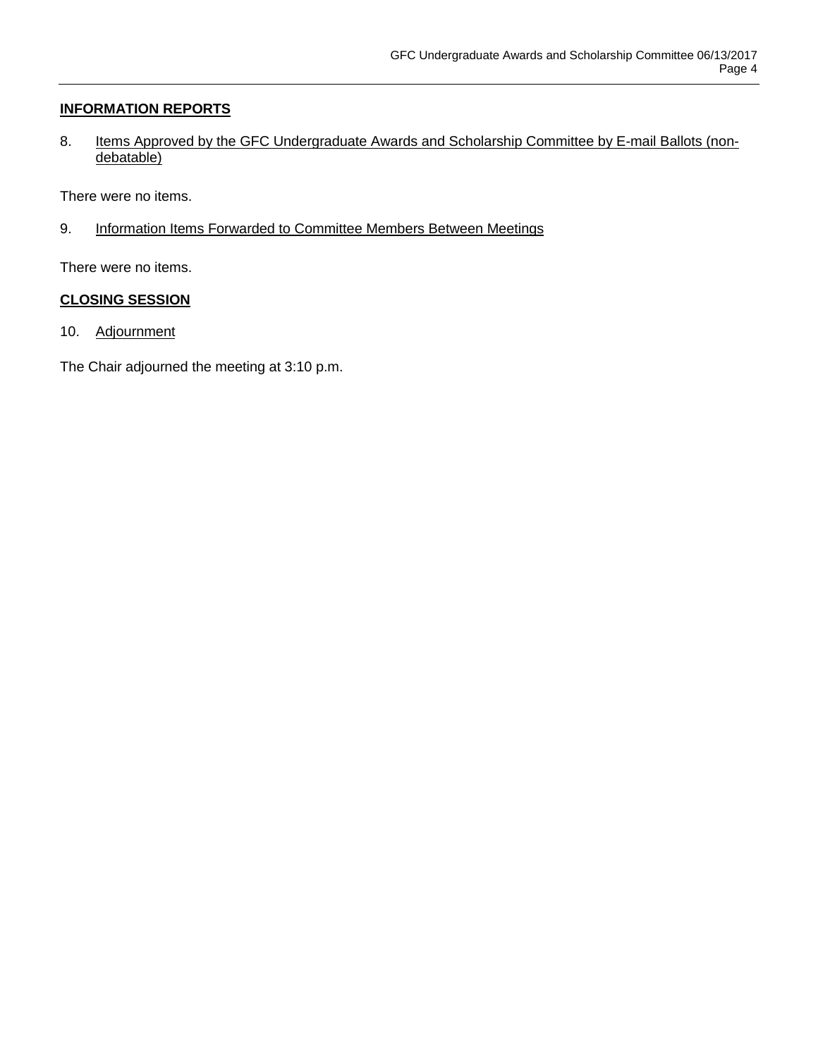## INFORMATION REPORTS

8. Items Approved by the GFC Undergraduate Awards and Scholarship Committee by E-mail Ballots (non-debatable)

There were no items.

9. Information Items Forwarded to Committee Members Between Meetings

There were no items.

## CLOSING SESSION

10. Adjournment

The Chair adjourned the meeting at 3:10 p.m.